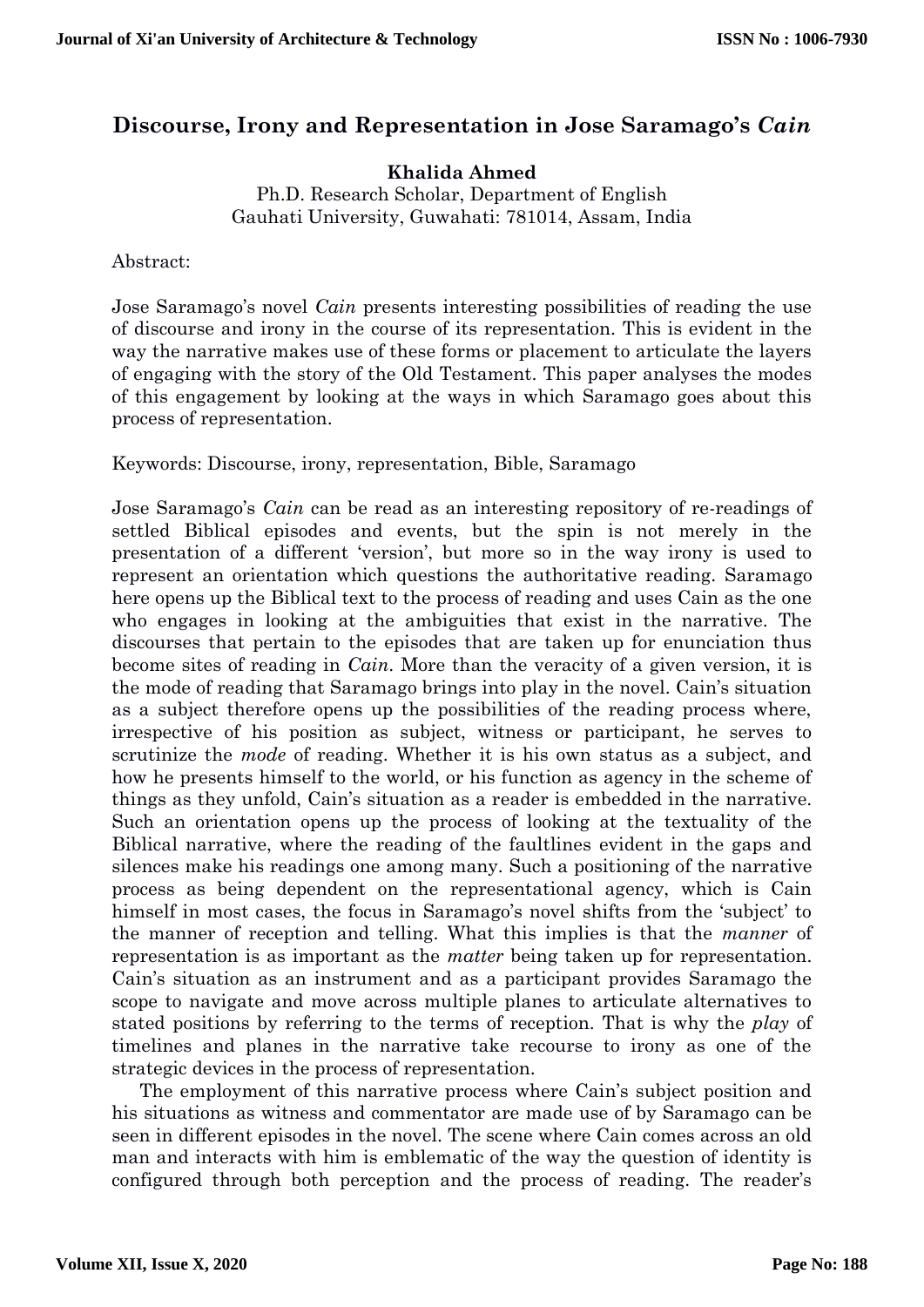# Discourse, Irony and Representation in Jose Saramago's *Cain*

**Khalida Ahmed**

Ph.D. Research Scholar, Department of English
Gauhati University, Guwahati: 781014, Assam, India

Abstract:

Jose Saramago's novel *Cain* presents interesting possibilities of reading the use of discourse and irony in the course of its representation. This is evident in the way the narrative makes use of these forms or placement to articulate the layers of engaging with the story of the Old Testament. This paper analyses the modes of this engagement by looking at the ways in which Saramago goes about this process of representation.

Keywords: Discourse, irony, representation, Bible, Saramago

Jose Saramago's *Cain* can be read as an interesting repository of re-readings of settled Biblical episodes and events, but the spin is not merely in the presentation of a different 'version', but more so in the way irony is used to represent an orientation which questions the authoritative reading. Saramago here opens up the Biblical text to the process of reading and uses Cain as the one who engages in looking at the ambiguities that exist in the narrative. The discourses that pertain to the episodes that are taken up for enunciation thus become sites of reading in *Cain*. More than the veracity of a given version, it is the mode of reading that Saramago brings into play in the novel. Cain's situation as a subject therefore opens up the possibilities of the reading process where, irrespective of his position as subject, witness or participant, he serves to scrutinize the *mode* of reading. Whether it is his own status as a subject, and how he presents himself to the world, or his function as agency in the scheme of things as they unfold, Cain's situation as a reader is embedded in the narrative. Such an orientation opens up the process of looking at the textuality of the Biblical narrative, where the reading of the faultlines evident in the gaps and silences make his readings one among many. Such a positioning of the narrative process as being dependent on the representational agency, which is Cain himself in most cases, the focus in Saramago's novel shifts from the 'subject' to the manner of reception and telling. What this implies is that the *manner* of representation is as important as the *matter* being taken up for representation. Cain's situation as an instrument and as a participant provides Saramago the scope to navigate and move across multiple planes to articulate alternatives to stated positions by referring to the terms of reception. That is why the *play* of timelines and planes in the narrative take recourse to irony as one of the strategic devices in the process of representation.

The employment of this narrative process where Cain's subject position and his situations as witness and commentator are made use of by Saramago can be seen in different episodes in the novel. The scene where Cain comes across an old man and interacts with him is emblematic of the way the question of identity is configured through both perception and the process of reading. The reader's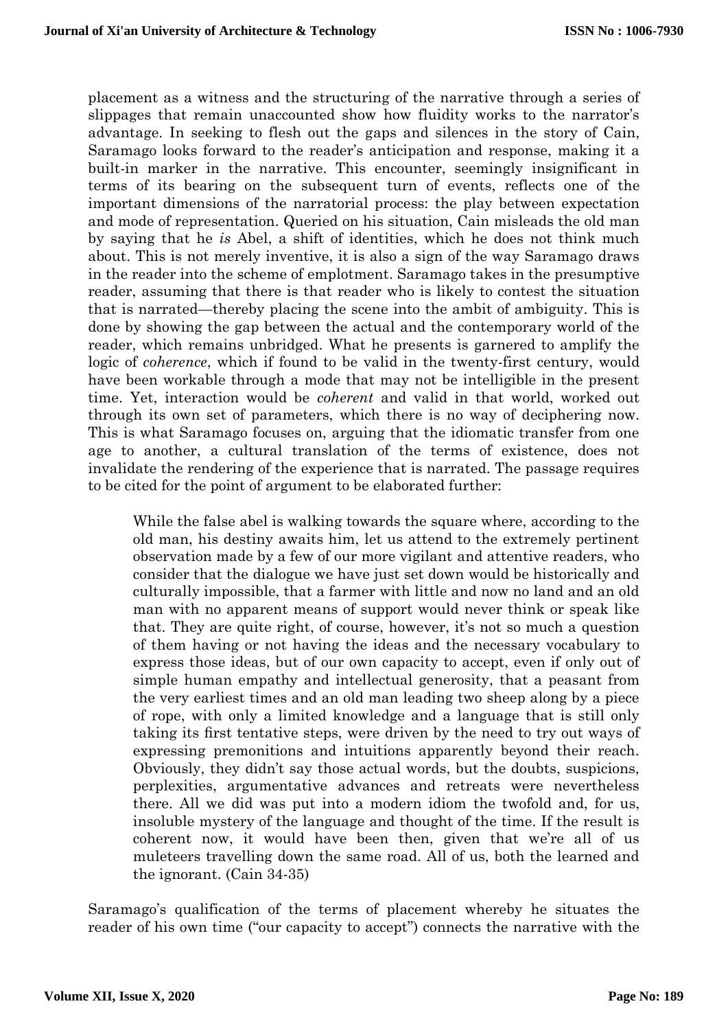placement as a witness and the structuring of the narrative through a series of slippages that remain unaccounted show how fluidity works to the narrator's advantage. In seeking to flesh out the gaps and silences in the story of Cain, Saramago looks forward to the reader's anticipation and response, making it a built-in marker in the narrative. This encounter, seemingly insignificant in terms of its bearing on the subsequent turn of events, reflects one of the important dimensions of the narratorial process: the play between expectation and mode of representation. Queried on his situation, Cain misleads the old man by saying that he *is* Abel, a shift of identities, which he does not think much about. This is not merely inventive, it is also a sign of the way Saramago draws in the reader into the scheme of emplotment. Saramago takes in the presumptive reader, assuming that there is that reader who is likely to contest the situation that is narrated—thereby placing the scene into the ambit of ambiguity. This is done by showing the gap between the actual and the contemporary world of the reader, which remains unbridged. What he presents is garnered to amplify the logic of *coherence*, which if found to be valid in the twenty-first century, would have been workable through a mode that may not be intelligible in the present time. Yet, interaction would be *coherent* and valid in that world, worked out through its own set of parameters, which there is no way of deciphering now. This is what Saramago focuses on, arguing that the idiomatic transfer from one age to another, a cultural translation of the terms of existence, does not invalidate the rendering of the experience that is narrated. The passage requires to be cited for the point of argument to be elaborated further:

> While the false abel is walking towards the square where, according to the old man, his destiny awaits him, let us attend to the extremely pertinent observation made by a few of our more vigilant and attentive readers, who consider that the dialogue we have just set down would be historically and culturally impossible, that a farmer with little and now no land and an old man with no apparent means of support would never think or speak like that. They are quite right, of course, however, it's not so much a question of them having or not having the ideas and the necessary vocabulary to express those ideas, but of our own capacity to accept, even if only out of simple human empathy and intellectual generosity, that a peasant from the very earliest times and an old man leading two sheep along by a piece of rope, with only a limited knowledge and a language that is still only taking its first tentative steps, were driven by the need to try out ways of expressing premonitions and intuitions apparently beyond their reach. Obviously, they didn't say those actual words, but the doubts, suspicions, perplexities, argumentative advances and retreats were nevertheless there. All we did was put into a modern idiom the twofold and, for us, insoluble mystery of the language and thought of the time. If the result is coherent now, it would have been then, given that we're all of us muleteers travelling down the same road. All of us, both the learned and the ignorant. (Cain 34-35)

Saramago's qualification of the terms of placement whereby he situates the reader of his own time ("our capacity to accept") connects the narrative with the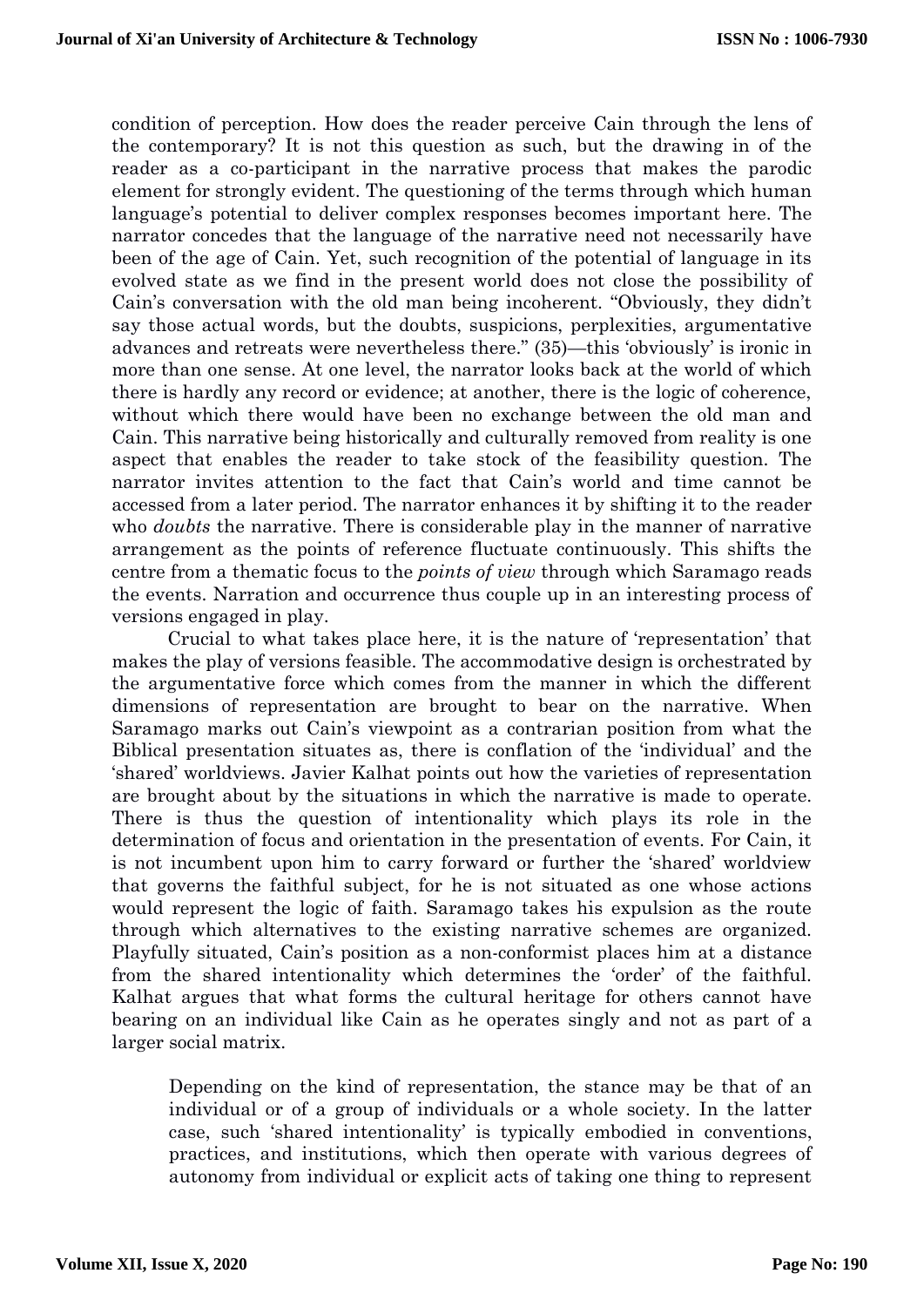condition of perception. How does the reader perceive Cain through the lens of the contemporary? It is not this question as such, but the drawing in of the reader as a co-participant in the narrative process that makes the parodic element for strongly evident. The questioning of the terms through which human language's potential to deliver complex responses becomes important here. The narrator concedes that the language of the narrative need not necessarily have been of the age of Cain. Yet, such recognition of the potential of language in its evolved state as we find in the present world does not close the possibility of Cain's conversation with the old man being incoherent. "Obviously, they didn't say those actual words, but the doubts, suspicions, perplexities, argumentative advances and retreats were nevertheless there." (35)—this 'obviously' is ironic in more than one sense. At one level, the narrator looks back at the world of which there is hardly any record or evidence; at another, there is the logic of coherence, without which there would have been no exchange between the old man and Cain. This narrative being historically and culturally removed from reality is one aspect that enables the reader to take stock of the feasibility question. The narrator invites attention to the fact that Cain's world and time cannot be accessed from a later period. The narrator enhances it by shifting it to the reader who *doubts* the narrative. There is considerable play in the manner of narrative arrangement as the points of reference fluctuate continuously. This shifts the centre from a thematic focus to the *points of view* through which Saramago reads the events. Narration and occurrence thus couple up in an interesting process of versions engaged in play.

Crucial to what takes place here, it is the nature of 'representation' that makes the play of versions feasible. The accommodative design is orchestrated by the argumentative force which comes from the manner in which the different dimensions of representation are brought to bear on the narrative. When Saramago marks out Cain's viewpoint as a contrarian position from what the Biblical presentation situates as, there is conflation of the 'individual' and the 'shared' worldviews. Javier Kalhat points out how the varieties of representation are brought about by the situations in which the narrative is made to operate. There is thus the question of intentionality which plays its role in the determination of focus and orientation in the presentation of events. For Cain, it is not incumbent upon him to carry forward or further the 'shared' worldview that governs the faithful subject, for he is not situated as one whose actions would represent the logic of faith. Saramago takes his expulsion as the route through which alternatives to the existing narrative schemes are organized. Playfully situated, Cain's position as a non-conformist places him at a distance from the shared intentionality which determines the 'order' of the faithful. Kalhat argues that what forms the cultural heritage for others cannot have bearing on an individual like Cain as he operates singly and not as part of a larger social matrix.

> Depending on the kind of representation, the stance may be that of an individual or of a group of individuals or a whole society. In the latter case, such 'shared intentionality' is typically embodied in conventions, practices, and institutions, which then operate with various degrees of autonomy from individual or explicit acts of taking one thing to represent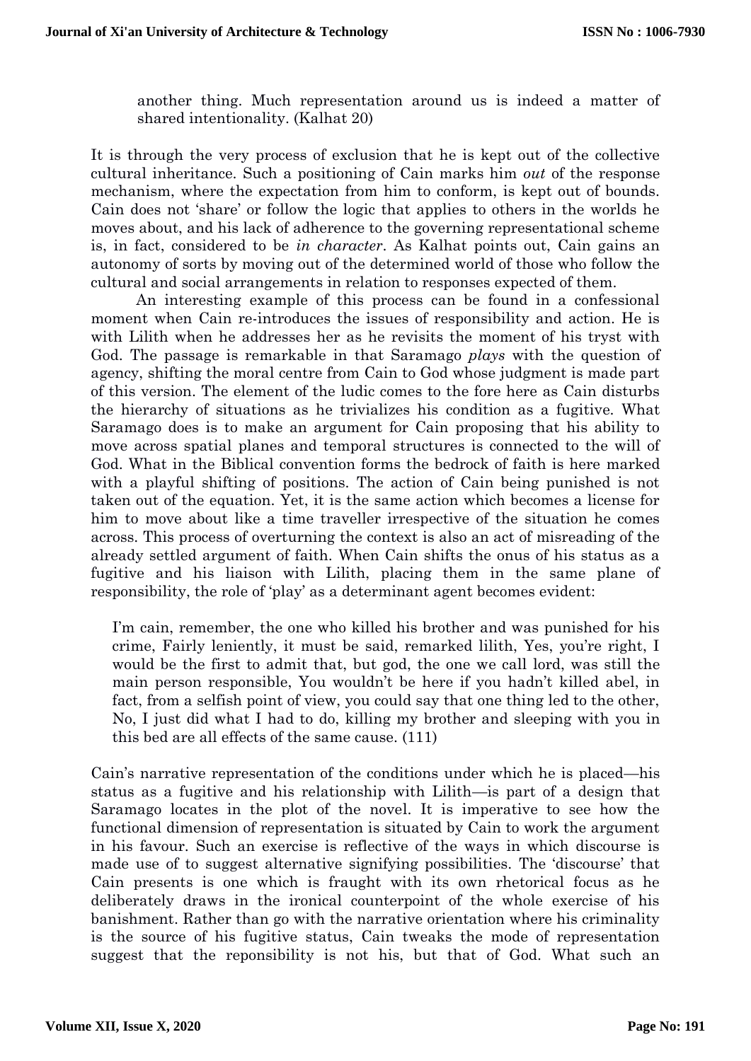> another thing. Much representation around us is indeed a matter of shared intentionality. (Kalhat 20)

It is through the very process of exclusion that he is kept out of the collective cultural inheritance. Such a positioning of Cain marks him *out* of the response mechanism, where the expectation from him to conform, is kept out of bounds. Cain does not 'share' or follow the logic that applies to others in the worlds he moves about, and his lack of adherence to the governing representational scheme is, in fact, considered to be *in character*. As Kalhat points out, Cain gains an autonomy of sorts by moving out of the determined world of those who follow the cultural and social arrangements in relation to responses expected of them.

An interesting example of this process can be found in a confessional moment when Cain re-introduces the issues of responsibility and action. He is with Lilith when he addresses her as he revisits the moment of his tryst with God. The passage is remarkable in that Saramago *plays* with the question of agency, shifting the moral centre from Cain to God whose judgment is made part of this version. The element of the ludic comes to the fore here as Cain disturbs the hierarchy of situations as he trivializes his condition as a fugitive. What Saramago does is to make an argument for Cain proposing that his ability to move across spatial planes and temporal structures is connected to the will of God. What in the Biblical convention forms the bedrock of faith is here marked with a playful shifting of positions. The action of Cain being punished is not taken out of the equation. Yet, it is the same action which becomes a license for him to move about like a time traveller irrespective of the situation he comes across. This process of overturning the context is also an act of misreading of the already settled argument of faith. When Cain shifts the onus of his status as a fugitive and his liaison with Lilith, placing them in the same plane of responsibility, the role of 'play' as a determinant agent becomes evident:

> I'm cain, remember, the one who killed his brother and was punished for his crime, Fairly leniently, it must be said, remarked lilith, Yes, you're right, I would be the first to admit that, but god, the one we call lord, was still the main person responsible, You wouldn't be here if you hadn't killed abel, in fact, from a selfish point of view, you could say that one thing led to the other, No, I just did what I had to do, killing my brother and sleeping with you in this bed are all effects of the same cause. (111)

Cain's narrative representation of the conditions under which he is placed—his status as a fugitive and his relationship with Lilith—is part of a design that Saramago locates in the plot of the novel. It is imperative to see how the functional dimension of representation is situated by Cain to work the argument in his favour. Such an exercise is reflective of the ways in which discourse is made use of to suggest alternative signifying possibilities. The 'discourse' that Cain presents is one which is fraught with its own rhetorical focus as he deliberately draws in the ironical counterpoint of the whole exercise of his banishment. Rather than go with the narrative orientation where his criminality is the source of his fugitive status, Cain tweaks the mode of representation suggest that the reponsibility is not his, but that of God. What such an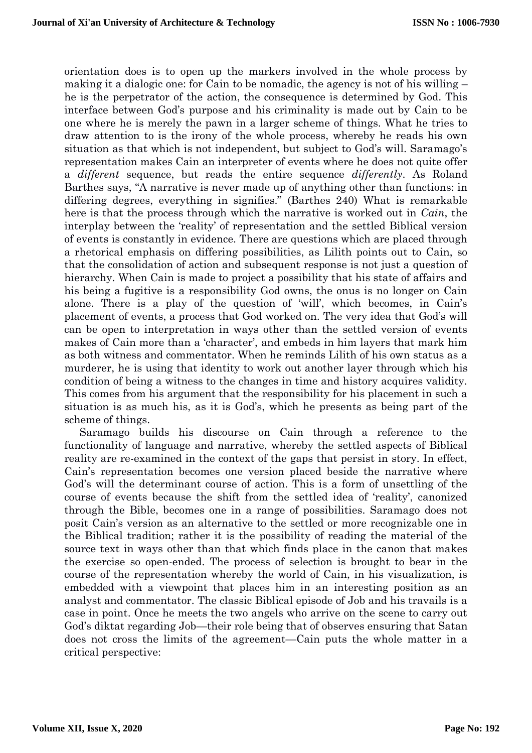orientation does is to open up the markers involved in the whole process by making it a dialogic one: for Cain to be nomadic, the agency is not of his willing – he is the perpetrator of the action, the consequence is determined by God. This interface between God's purpose and his criminality is made out by Cain to be one where he is merely the pawn in a larger scheme of things. What he tries to draw attention to is the irony of the whole process, whereby he reads his own situation as that which is not independent, but subject to God's will. Saramago's representation makes Cain an interpreter of events where he does not quite offer a *different* sequence, but reads the entire sequence *differently*. As Roland Barthes says, "A narrative is never made up of anything other than functions: in differing degrees, everything in signifies." (Barthes 240) What is remarkable here is that the process through which the narrative is worked out in *Cain*, the interplay between the 'reality' of representation and the settled Biblical version of events is constantly in evidence. There are questions which are placed through a rhetorical emphasis on differing possibilities, as Lilith points out to Cain, so that the consolidation of action and subsequent response is not just a question of hierarchy. When Cain is made to project a possibility that his state of affairs and his being a fugitive is a responsibility God owns, the onus is no longer on Cain alone. There is a play of the question of 'will', which becomes, in Cain's placement of events, a process that God worked on. The very idea that God's will can be open to interpretation in ways other than the settled version of events makes of Cain more than a 'character', and embeds in him layers that mark him as both witness and commentator. When he reminds Lilith of his own status as a murderer, he is using that identity to work out another layer through which his condition of being a witness to the changes in time and history acquires validity. This comes from his argument that the responsibility for his placement in such a situation is as much his, as it is God's, which he presents as being part of the scheme of things.

Saramago builds his discourse on Cain through a reference to the functionality of language and narrative, whereby the settled aspects of Biblical reality are re-examined in the context of the gaps that persist in story. In effect, Cain's representation becomes one version placed beside the narrative where God's will the determinant course of action. This is a form of unsettling of the course of events because the shift from the settled idea of 'reality', canonized through the Bible, becomes one in a range of possibilities. Saramago does not posit Cain's version as an alternative to the settled or more recognizable one in the Biblical tradition; rather it is the possibility of reading the material of the source text in ways other than that which finds place in the canon that makes the exercise so open-ended. The process of selection is brought to bear in the course of the representation whereby the world of Cain, in his visualization, is embedded with a viewpoint that places him in an interesting position as an analyst and commentator. The classic Biblical episode of Job and his travails is a case in point. Once he meets the two angels who arrive on the scene to carry out God's diktat regarding Job—their role being that of observes ensuring that Satan does not cross the limits of the agreement—Cain puts the whole matter in a critical perspective: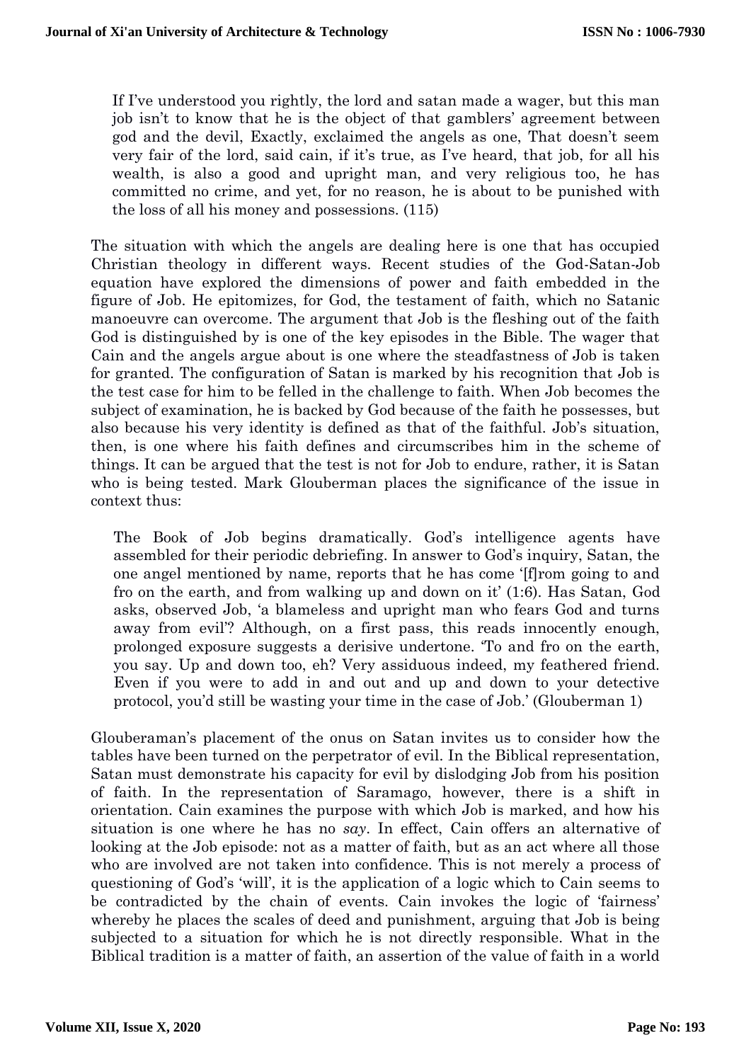> If I've understood you rightly, the lord and satan made a wager, but this man job isn't to know that he is the object of that gamblers' agreement between god and the devil, Exactly, exclaimed the angels as one, That doesn't seem very fair of the lord, said cain, if it's true, as I've heard, that job, for all his wealth, is also a good and upright man, and very religious too, he has committed no crime, and yet, for no reason, he is about to be punished with the loss of all his money and possessions. (115)

The situation with which the angels are dealing here is one that has occupied Christian theology in different ways. Recent studies of the God-Satan-Job equation have explored the dimensions of power and faith embedded in the figure of Job. He epitomizes, for God, the testament of faith, which no Satanic manoeuvre can overcome. The argument that Job is the fleshing out of the faith God is distinguished by is one of the key episodes in the Bible. The wager that Cain and the angels argue about is one where the steadfastness of Job is taken for granted. The configuration of Satan is marked by his recognition that Job is the test case for him to be felled in the challenge to faith. When Job becomes the subject of examination, he is backed by God because of the faith he possesses, but also because his very identity is defined as that of the faithful. Job's situation, then, is one where his faith defines and circumscribes him in the scheme of things. It can be argued that the test is not for Job to endure, rather, it is Satan who is being tested. Mark Glouberman places the significance of the issue in context thus:

> The Book of Job begins dramatically. God's intelligence agents have assembled for their periodic debriefing. In answer to God's inquiry, Satan, the one angel mentioned by name, reports that he has come '[f]rom going to and fro on the earth, and from walking up and down on it' (1:6). Has Satan, God asks, observed Job, 'a blameless and upright man who fears God and turns away from evil'? Although, on a first pass, this reads innocently enough, prolonged exposure suggests a derisive undertone. 'To and fro on the earth, you say. Up and down too, eh? Very assiduous indeed, my feathered friend. Even if you were to add in and out and up and down to your detective protocol, you'd still be wasting your time in the case of Job.' (Glouberman 1)

Glouberaman's placement of the onus on Satan invites us to consider how the tables have been turned on the perpetrator of evil. In the Biblical representation, Satan must demonstrate his capacity for evil by dislodging Job from his position of faith. In the representation of Saramago, however, there is a shift in orientation. Cain examines the purpose with which Job is marked, and how his situation is one where he has no *say*. In effect, Cain offers an alternative of looking at the Job episode: not as a matter of faith, but as an act where all those who are involved are not taken into confidence. This is not merely a process of questioning of God's 'will', it is the application of a logic which to Cain seems to be contradicted by the chain of events. Cain invokes the logic of 'fairness' whereby he places the scales of deed and punishment, arguing that Job is being subjected to a situation for which he is not directly responsible. What in the Biblical tradition is a matter of faith, an assertion of the value of faith in a world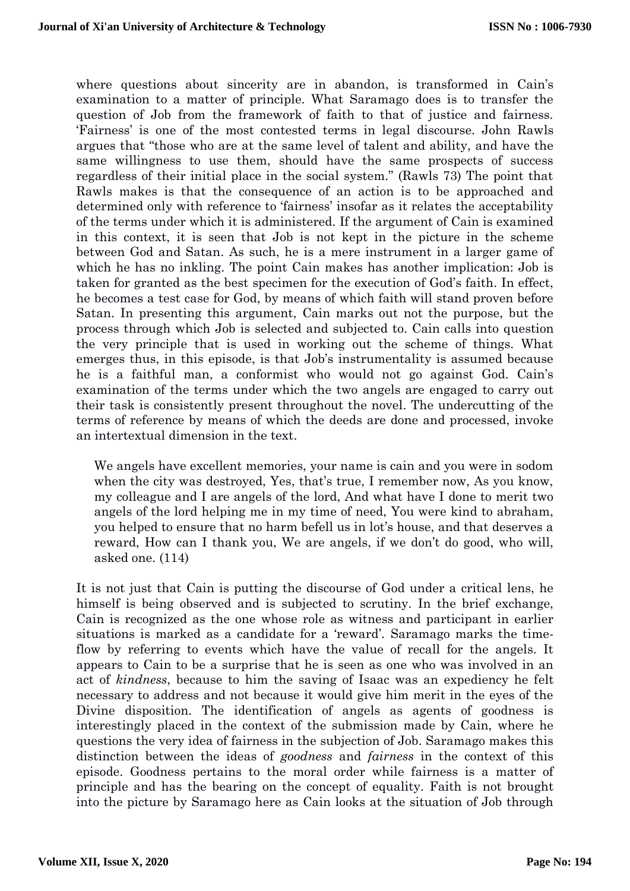where questions about sincerity are in abandon, is transformed in Cain's examination to a matter of principle. What Saramago does is to transfer the question of Job from the framework of faith to that of justice and fairness. 'Fairness' is one of the most contested terms in legal discourse. John Rawls argues that "those who are at the same level of talent and ability, and have the same willingness to use them, should have the same prospects of success regardless of their initial place in the social system." (Rawls 73) The point that Rawls makes is that the consequence of an action is to be approached and determined only with reference to 'fairness' insofar as it relates the acceptability of the terms under which it is administered. If the argument of Cain is examined in this context, it is seen that Job is not kept in the picture in the scheme between God and Satan. As such, he is a mere instrument in a larger game of which he has no inkling. The point Cain makes has another implication: Job is taken for granted as the best specimen for the execution of God's faith. In effect, he becomes a test case for God, by means of which faith will stand proven before Satan. In presenting this argument, Cain marks out not the purpose, but the process through which Job is selected and subjected to. Cain calls into question the very principle that is used in working out the scheme of things. What emerges thus, in this episode, is that Job's instrumentality is assumed because he is a faithful man, a conformist who would not go against God. Cain's examination of the terms under which the two angels are engaged to carry out their task is consistently present throughout the novel. The undercutting of the terms of reference by means of which the deeds are done and processed, invoke an intertextual dimension in the text.

> We angels have excellent memories, your name is cain and you were in sodom when the city was destroyed, Yes, that's true, I remember now, As you know, my colleague and I are angels of the lord, And what have I done to merit two angels of the lord helping me in my time of need, You were kind to abraham, you helped to ensure that no harm befell us in lot's house, and that deserves a reward, How can I thank you, We are angels, if we don't do good, who will, asked one. (114)

It is not just that Cain is putting the discourse of God under a critical lens, he himself is being observed and is subjected to scrutiny. In the brief exchange, Cain is recognized as the one whose role as witness and participant in earlier situations is marked as a candidate for a 'reward'. Saramago marks the time-flow by referring to events which have the value of recall for the angels. It appears to Cain to be a surprise that he is seen as one who was involved in an act of *kindness*, because to him the saving of Isaac was an expediency he felt necessary to address and not because it would give him merit in the eyes of the Divine disposition. The identification of angels as agents of goodness is interestingly placed in the context of the submission made by Cain, where he questions the very idea of fairness in the subjection of Job. Saramago makes this distinction between the ideas of *goodness* and *fairness* in the context of this episode. Goodness pertains to the moral order while fairness is a matter of principle and has the bearing on the concept of equality. Faith is not brought into the picture by Saramago here as Cain looks at the situation of Job through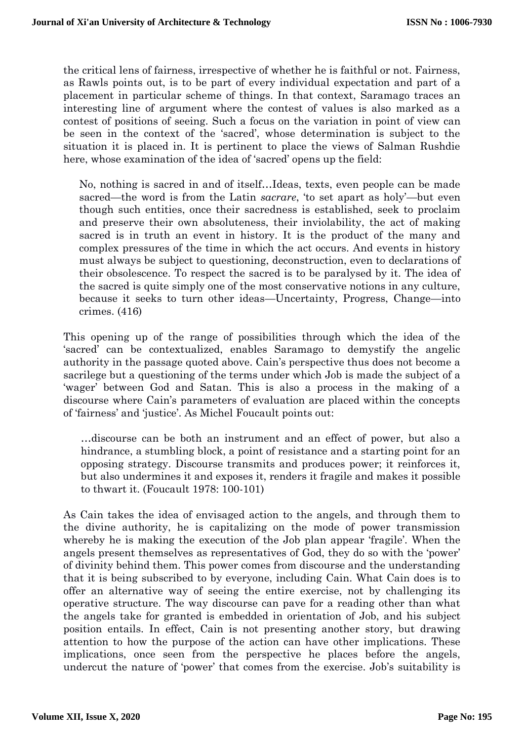the critical lens of fairness, irrespective of whether he is faithful or not. Fairness, as Rawls points out, is to be part of every individual expectation and part of a placement in particular scheme of things. In that context, Saramago traces an interesting line of argument where the contest of values is also marked as a contest of positions of seeing. Such a focus on the variation in point of view can be seen in the context of the 'sacred', whose determination is subject to the situation it is placed in. It is pertinent to place the views of Salman Rushdie here, whose examination of the idea of 'sacred' opens up the field:

> No, nothing is sacred in and of itself…Ideas, texts, even people can be made sacred—the word is from the Latin *sacrare*, 'to set apart as holy'—but even though such entities, once their sacredness is established, seek to proclaim and preserve their own absoluteness, their inviolability, the act of making sacred is in truth an event in history. It is the product of the many and complex pressures of the time in which the act occurs. And events in history must always be subject to questioning, deconstruction, even to declarations of their obsolescence. To respect the sacred is to be paralysed by it. The idea of the sacred is quite simply one of the most conservative notions in any culture, because it seeks to turn other ideas—Uncertainty, Progress, Change—into crimes. (416)

This opening up of the range of possibilities through which the idea of the 'sacred' can be contextualized, enables Saramago to demystify the angelic authority in the passage quoted above. Cain's perspective thus does not become a sacrilege but a questioning of the terms under which Job is made the subject of a 'wager' between God and Satan. This is also a process in the making of a discourse where Cain's parameters of evaluation are placed within the concepts of 'fairness' and 'justice'. As Michel Foucault points out:

> …discourse can be both an instrument and an effect of power, but also a hindrance, a stumbling block, a point of resistance and a starting point for an opposing strategy. Discourse transmits and produces power; it reinforces it, but also undermines it and exposes it, renders it fragile and makes it possible to thwart it. (Foucault 1978: 100-101)

As Cain takes the idea of envisaged action to the angels, and through them to the divine authority, he is capitalizing on the mode of power transmission whereby he is making the execution of the Job plan appear 'fragile'. When the angels present themselves as representatives of God, they do so with the 'power' of divinity behind them. This power comes from discourse and the understanding that it is being subscribed to by everyone, including Cain. What Cain does is to offer an alternative way of seeing the entire exercise, not by challenging its operative structure. The way discourse can pave for a reading other than what the angels take for granted is embedded in orientation of Job, and his subject position entails. In effect, Cain is not presenting another story, but drawing attention to how the purpose of the action can have other implications. These implications, once seen from the perspective he places before the angels, undercut the nature of 'power' that comes from the exercise. Job's suitability is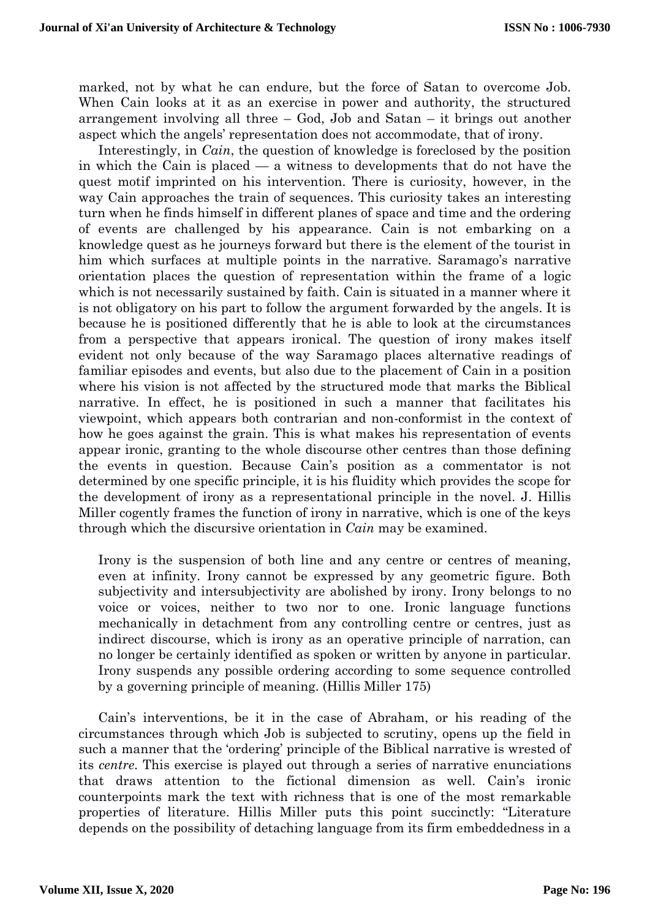marked, not by what he can endure, but the force of Satan to overcome Job. When Cain looks at it as an exercise in power and authority, the structured arrangement involving all three – God, Job and Satan – it brings out another aspect which the angels' representation does not accommodate, that of irony.

Interestingly, in *Cain*, the question of knowledge is foreclosed by the position in which the Cain is placed — a witness to developments that do not have the quest motif imprinted on his intervention. There is curiosity, however, in the way Cain approaches the train of sequences. This curiosity takes an interesting turn when he finds himself in different planes of space and time and the ordering of events are challenged by his appearance. Cain is not embarking on a knowledge quest as he journeys forward but there is the element of the tourist in him which surfaces at multiple points in the narrative. Saramago's narrative orientation places the question of representation within the frame of a logic which is not necessarily sustained by faith. Cain is situated in a manner where it is not obligatory on his part to follow the argument forwarded by the angels. It is because he is positioned differently that he is able to look at the circumstances from a perspective that appears ironical. The question of irony makes itself evident not only because of the way Saramago places alternative readings of familiar episodes and events, but also due to the placement of Cain in a position where his vision is not affected by the structured mode that marks the Biblical narrative. In effect, he is positioned in such a manner that facilitates his viewpoint, which appears both contrarian and non-conformist in the context of how he goes against the grain. This is what makes his representation of events appear ironic, granting to the whole discourse other centres than those defining the events in question. Because Cain's position as a commentator is not determined by one specific principle, it is his fluidity which provides the scope for the development of irony as a representational principle in the novel. J. Hillis Miller cogently frames the function of irony in narrative, which is one of the keys through which the discursive orientation in *Cain* may be examined.

> Irony is the suspension of both line and any centre or centres of meaning, even at infinity. Irony cannot be expressed by any geometric figure. Both subjectivity and intersubjectivity are abolished by irony. Irony belongs to no voice or voices, neither to two nor to one. Ironic language functions mechanically in detachment from any controlling centre or centres, just as indirect discourse, which is irony as an operative principle of narration, can no longer be certainly identified as spoken or written by anyone in particular. Irony suspends any possible ordering according to some sequence controlled by a governing principle of meaning. (Hillis Miller 175)

Cain's interventions, be it in the case of Abraham, or his reading of the circumstances through which Job is subjected to scrutiny, opens up the field in such a manner that the 'ordering' principle of the Biblical narrative is wrested of its *centre*. This exercise is played out through a series of narrative enunciations that draws attention to the fictional dimension as well. Cain's ironic counterpoints mark the text with richness that is one of the most remarkable properties of literature. Hillis Miller puts this point succinctly: "Literature depends on the possibility of detaching language from its firm embeddedness in a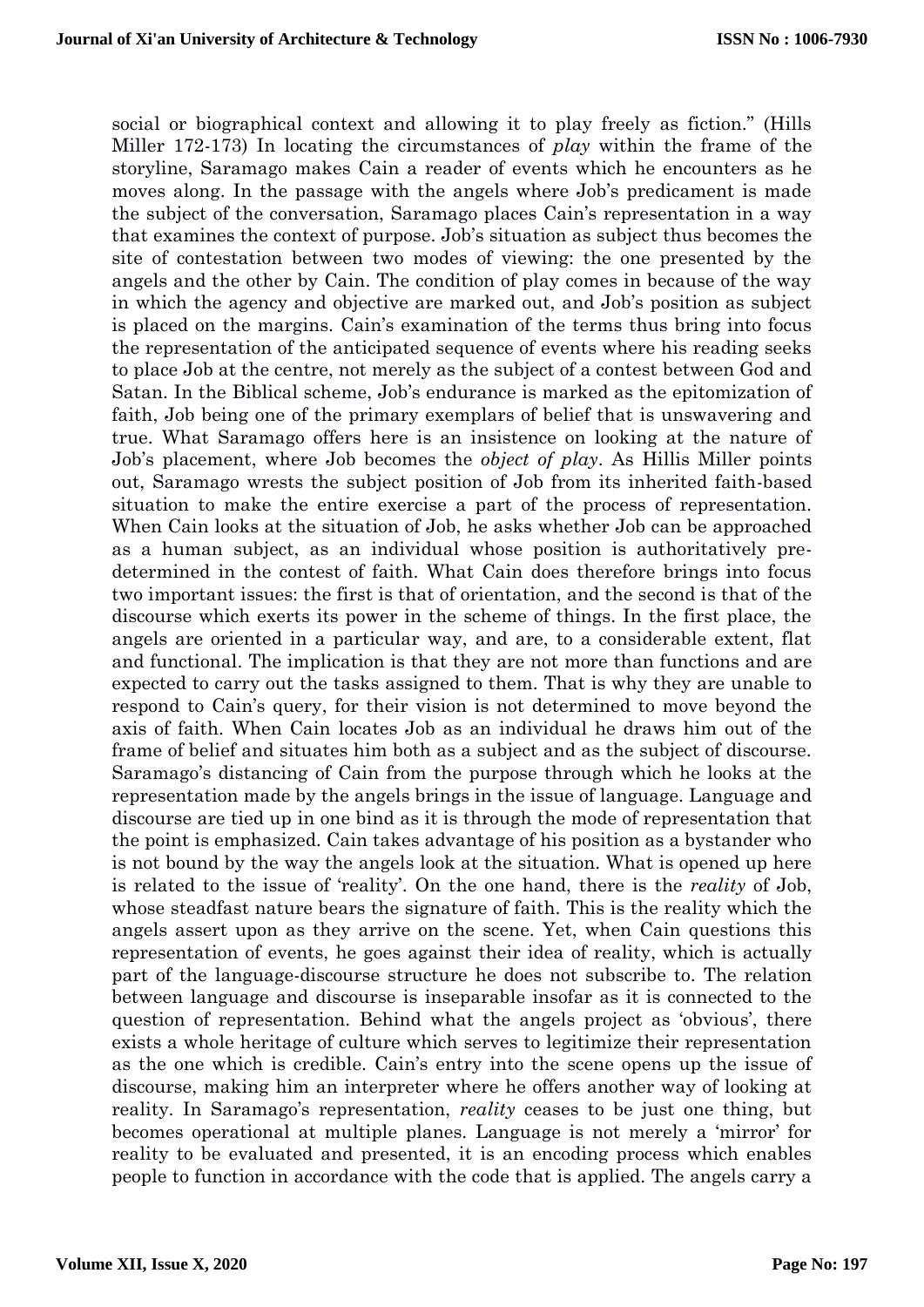social or biographical context and allowing it to play freely as fiction." (Hills Miller 172-173) In locating the circumstances of *play* within the frame of the storyline, Saramago makes Cain a reader of events which he encounters as he moves along. In the passage with the angels where Job's predicament is made the subject of the conversation, Saramago places Cain's representation in a way that examines the context of purpose. Job's situation as subject thus becomes the site of contestation between two modes of viewing: the one presented by the angels and the other by Cain. The condition of play comes in because of the way in which the agency and objective are marked out, and Job's position as subject is placed on the margins. Cain's examination of the terms thus bring into focus the representation of the anticipated sequence of events where his reading seeks to place Job at the centre, not merely as the subject of a contest between God and Satan. In the Biblical scheme, Job's endurance is marked as the epitomization of faith, Job being one of the primary exemplars of belief that is unswavering and true. What Saramago offers here is an insistence on looking at the nature of Job's placement, where Job becomes the *object of play*. As Hillis Miller points out, Saramago wrests the subject position of Job from its inherited faith-based situation to make the entire exercise a part of the process of representation. When Cain looks at the situation of Job, he asks whether Job can be approached as a human subject, as an individual whose position is authoritatively pre-determined in the contest of faith. What Cain does therefore brings into focus two important issues: the first is that of orientation, and the second is that of the discourse which exerts its power in the scheme of things. In the first place, the angels are oriented in a particular way, and are, to a considerable extent, flat and functional. The implication is that they are not more than functions and are expected to carry out the tasks assigned to them. That is why they are unable to respond to Cain's query, for their vision is not determined to move beyond the axis of faith. When Cain locates Job as an individual he draws him out of the frame of belief and situates him both as a subject and as the subject of discourse. Saramago's distancing of Cain from the purpose through which he looks at the representation made by the angels brings in the issue of language. Language and discourse are tied up in one bind as it is through the mode of representation that the point is emphasized. Cain takes advantage of his position as a bystander who is not bound by the way the angels look at the situation. What is opened up here is related to the issue of 'reality'. On the one hand, there is the *reality* of Job, whose steadfast nature bears the signature of faith. This is the reality which the angels assert upon as they arrive on the scene. Yet, when Cain questions this representation of events, he goes against their idea of reality, which is actually part of the language-discourse structure he does not subscribe to. The relation between language and discourse is inseparable insofar as it is connected to the question of representation. Behind what the angels project as 'obvious', there exists a whole heritage of culture which serves to legitimize their representation as the one which is credible. Cain's entry into the scene opens up the issue of discourse, making him an interpreter where he offers another way of looking at reality. In Saramago's representation, *reality* ceases to be just one thing, but becomes operational at multiple planes. Language is not merely a 'mirror' for reality to be evaluated and presented, it is an encoding process which enables people to function in accordance with the code that is applied. The angels carry a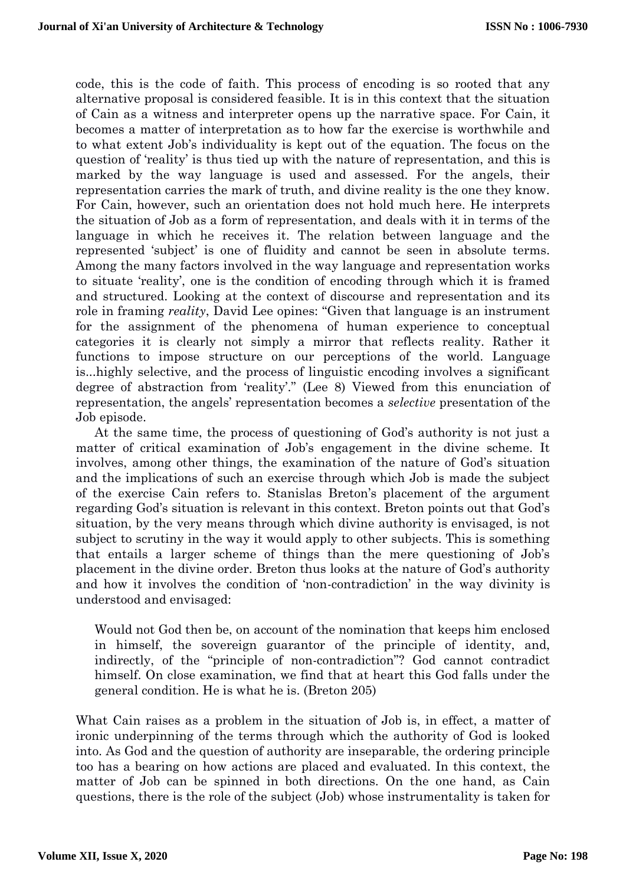code, this is the code of faith. This process of encoding is so rooted that any alternative proposal is considered feasible. It is in this context that the situation of Cain as a witness and interpreter opens up the narrative space. For Cain, it becomes a matter of interpretation as to how far the exercise is worthwhile and to what extent Job's individuality is kept out of the equation. The focus on the question of 'reality' is thus tied up with the nature of representation, and this is marked by the way language is used and assessed. For the angels, their representation carries the mark of truth, and divine reality is the one they know. For Cain, however, such an orientation does not hold much here. He interprets the situation of Job as a form of representation, and deals with it in terms of the language in which he receives it. The relation between language and the represented 'subject' is one of fluidity and cannot be seen in absolute terms. Among the many factors involved in the way language and representation works to situate 'reality', one is the condition of encoding through which it is framed and structured. Looking at the context of discourse and representation and its role in framing *reality*, David Lee opines: "Given that language is an instrument for the assignment of the phenomena of human experience to conceptual categories it is clearly not simply a mirror that reflects reality. Rather it functions to impose structure on our perceptions of the world. Language is...highly selective, and the process of linguistic encoding involves a significant degree of abstraction from 'reality'." (Lee 8) Viewed from this enunciation of representation, the angels' representation becomes a *selective* presentation of the Job episode.

At the same time, the process of questioning of God's authority is not just a matter of critical examination of Job's engagement in the divine scheme. It involves, among other things, the examination of the nature of God's situation and the implications of such an exercise through which Job is made the subject of the exercise Cain refers to. Stanislas Breton's placement of the argument regarding God's situation is relevant in this context. Breton points out that God's situation, by the very means through which divine authority is envisaged, is not subject to scrutiny in the way it would apply to other subjects. This is something that entails a larger scheme of things than the mere questioning of Job's placement in the divine order. Breton thus looks at the nature of God's authority and how it involves the condition of 'non-contradiction' in the way divinity is understood and envisaged:

> Would not God then be, on account of the nomination that keeps him enclosed in himself, the sovereign guarantor of the principle of identity, and, indirectly, of the "principle of non-contradiction"? God cannot contradict himself. On close examination, we find that at heart this God falls under the general condition. He is what he is. (Breton 205)

What Cain raises as a problem in the situation of Job is, in effect, a matter of ironic underpinning of the terms through which the authority of God is looked into. As God and the question of authority are inseparable, the ordering principle too has a bearing on how actions are placed and evaluated. In this context, the matter of Job can be spinned in both directions. On the one hand, as Cain questions, there is the role of the subject (Job) whose instrumentality is taken for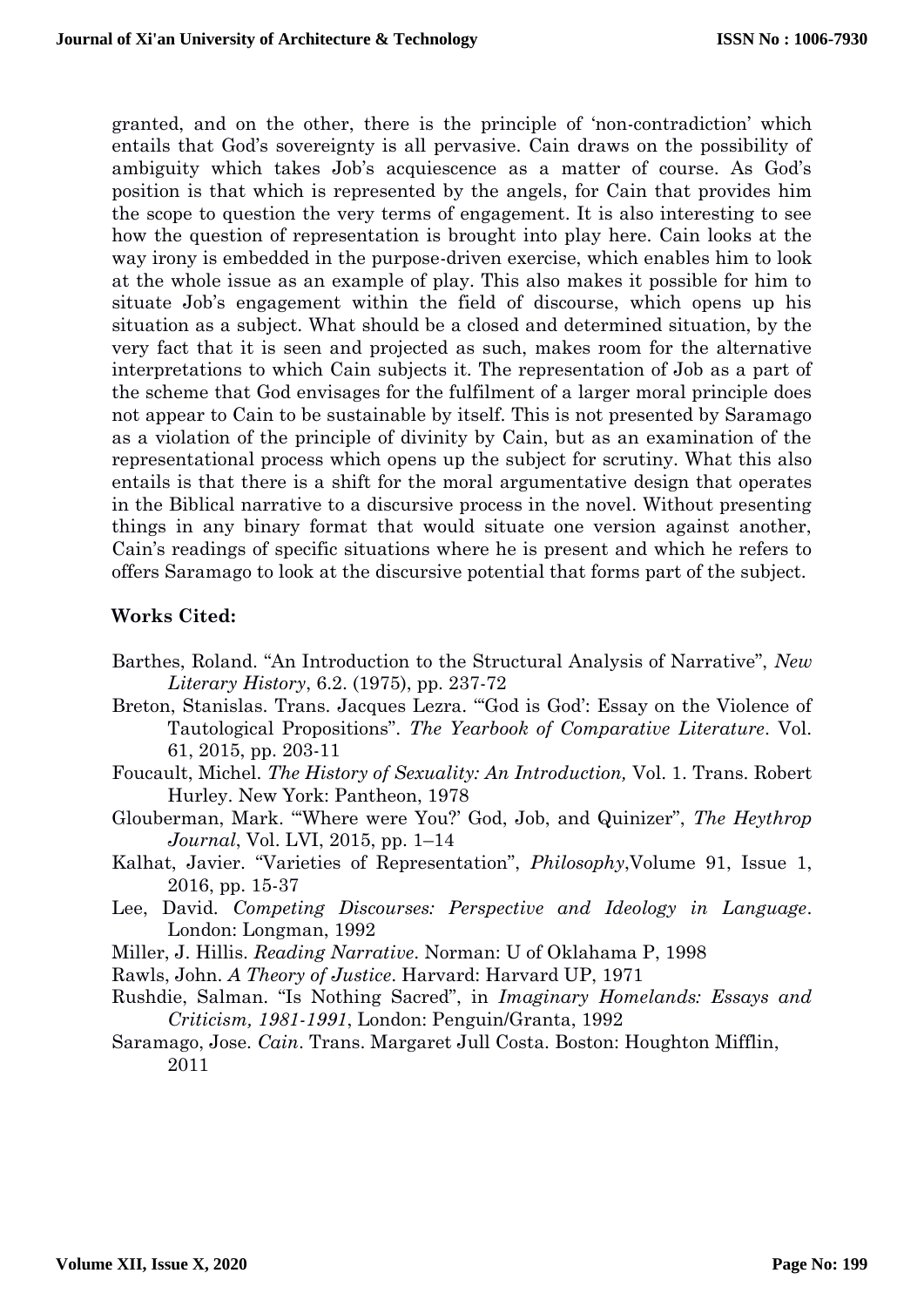granted, and on the other, there is the principle of 'non-contradiction' which entails that God's sovereignty is all pervasive. Cain draws on the possibility of ambiguity which takes Job's acquiescence as a matter of course. As God's position is that which is represented by the angels, for Cain that provides him the scope to question the very terms of engagement. It is also interesting to see how the question of representation is brought into play here. Cain looks at the way irony is embedded in the purpose-driven exercise, which enables him to look at the whole issue as an example of play. This also makes it possible for him to situate Job's engagement within the field of discourse, which opens up his situation as a subject. What should be a closed and determined situation, by the very fact that it is seen and projected as such, makes room for the alternative interpretations to which Cain subjects it. The representation of Job as a part of the scheme that God envisages for the fulfilment of a larger moral principle does not appear to Cain to be sustainable by itself. This is not presented by Saramago as a violation of the principle of divinity by Cain, but as an examination of the representational process which opens up the subject for scrutiny. What this also entails is that there is a shift for the moral argumentative design that operates in the Biblical narrative to a discursive process in the novel. Without presenting things in any binary format that would situate one version against another, Cain's readings of specific situations where he is present and which he refers to offers Saramago to look at the discursive potential that forms part of the subject.

## Works Cited:

Barthes, Roland. "An Introduction to the Structural Analysis of Narrative", *New Literary History*, 6.2. (1975), pp. 237-72

Breton, Stanislas. Trans. Jacques Lezra. "'God is God': Essay on the Violence of Tautological Propositions". *The Yearbook of Comparative Literature*. Vol. 61, 2015, pp. 203-11

Foucault, Michel. *The History of Sexuality: An Introduction,* Vol. 1. Trans. Robert Hurley. New York: Pantheon, 1978

Glouberman, Mark. "'Where were You?' God, Job, and Quinizer", *The Heythrop Journal*, Vol. LVI, 2015, pp. 1–14

Kalhat, Javier. "Varieties of Representation", *Philosophy*,Volume 91, Issue 1, 2016, pp. 15-37

Lee, David. *Competing Discourses: Perspective and Ideology in Language*. London: Longman, 1992

Miller, J. Hillis. *Reading Narrative*. Norman: U of Oklahama P, 1998

Rawls, John. *A Theory of Justice*. Harvard: Harvard UP, 1971

Rushdie, Salman. "Is Nothing Sacred", in *Imaginary Homelands: Essays and Criticism, 1981-1991*, London: Penguin/Granta, 1992

Saramago, Jose. *Cain*. Trans. Margaret Jull Costa. Boston: Houghton Mifflin, 2011